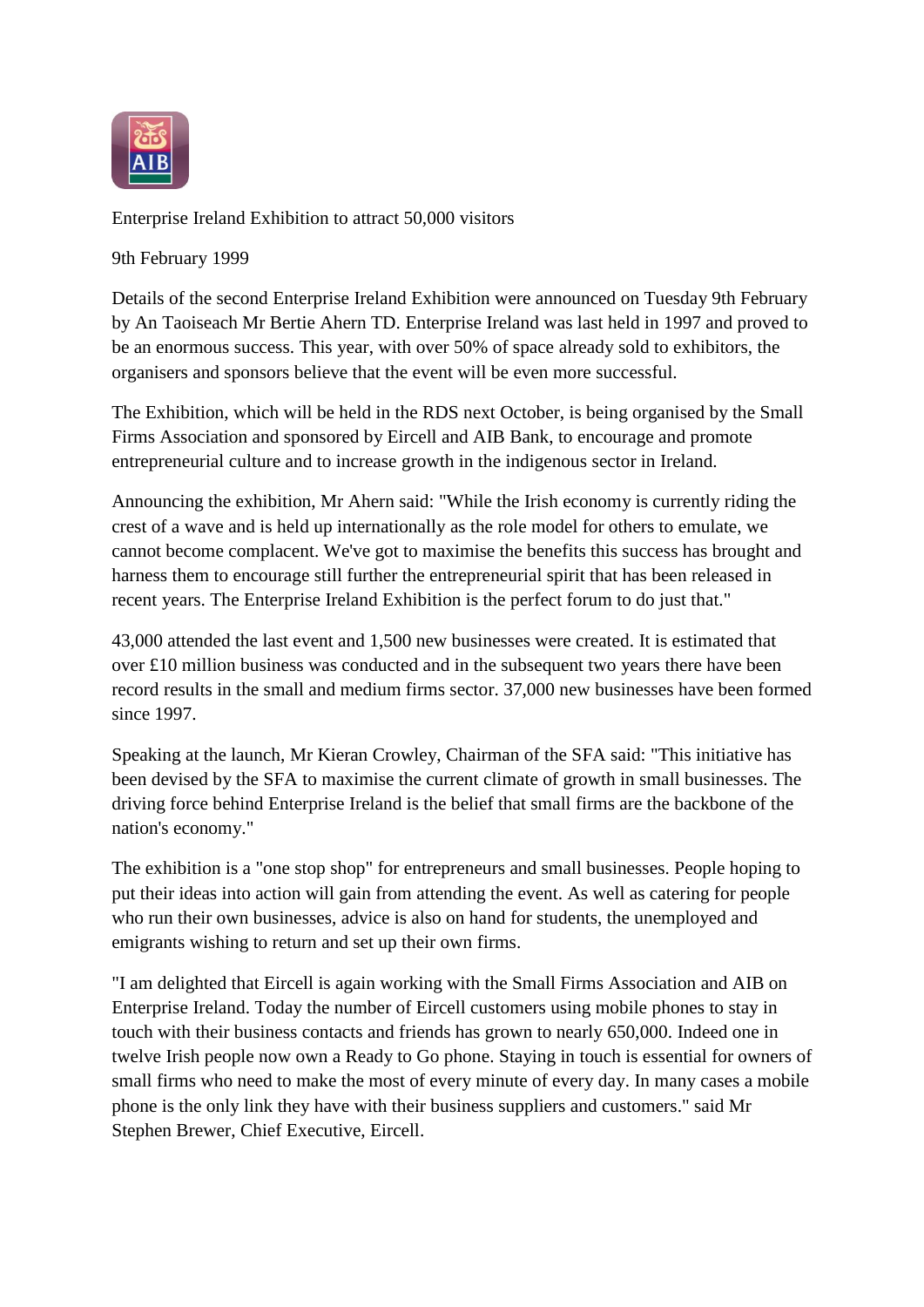# Enterprise Ireland Exhibition to attract 50,000 visitors

9th February 1999

Details of the second Enterprise Ireland Exhibition were announced on Tuesday 9th February by An Taoiseach Mr Bertie Ahern TD. Enterprise Ireland was last held in 1997 and proved to be an enormous success. This year, with over 50% of space already sold to exhibitors, the organisers and sponsors believe that the event will be even more successful.

The Exhibition, which will be held in the RDS next October, is being organised by the Small Firms Association and sponsored by Eircell and AIB Bank, to encourage and promote entrepreneurial culture and to increase growth in the indigenous sector in Ireland.

Announcing the exhibition, Mr Ahern said: "While the Irish economy is currently riding the crest of a wave and is held up internationally as the role model for others to emulate, we cannot become complacent. We've got to maximise the benefits this success has brought and harness them to encourage still further the entrepreneurial spirit that has been released in recent years. The Enterprise Ireland Exhibition is the perfect forum to do just that."

43,000 attended the last event and 1,500 new businesses were created. It is estimated that over £10 million business was conducted and in the subsequent two years there have been record results in the small and medium firms sector. 37,000 new businesses have been formed since 1997.

Speaking at the launch, Mr Kieran Crowley, Chairman of the SFA said: "This initiative has been devised by the SFA to maximise the current climate of growth in small businesses. The driving force behind Enterprise Ireland is the belief that small firms are the backbone of the nation's economy."

The exhibition is a "one stop shop" for entrepreneurs and small businesses. People hoping to put their ideas into action will gain from attending the event. As well as catering for people who run their own businesses, advice is also on hand for students, the unemployed and emigrants wishing to return and set up their own firms.

"I am delighted that Eircell is again working with the Small Firms Association and AIB on Enterprise Ireland. Today the number of Eircell customers using mobile phones to stay in touch with their business contacts and friends has grown to nearly 650,000. Indeed one in twelve Irish people now own a Ready to Go phone. Staying in touch is essential for owners of small firms who need to make the most of every minute of every day. In many cases a mobile phone is the only link they have with their business suppliers and customers." said Mr Stephen Brewer, Chief Executive, Eircell.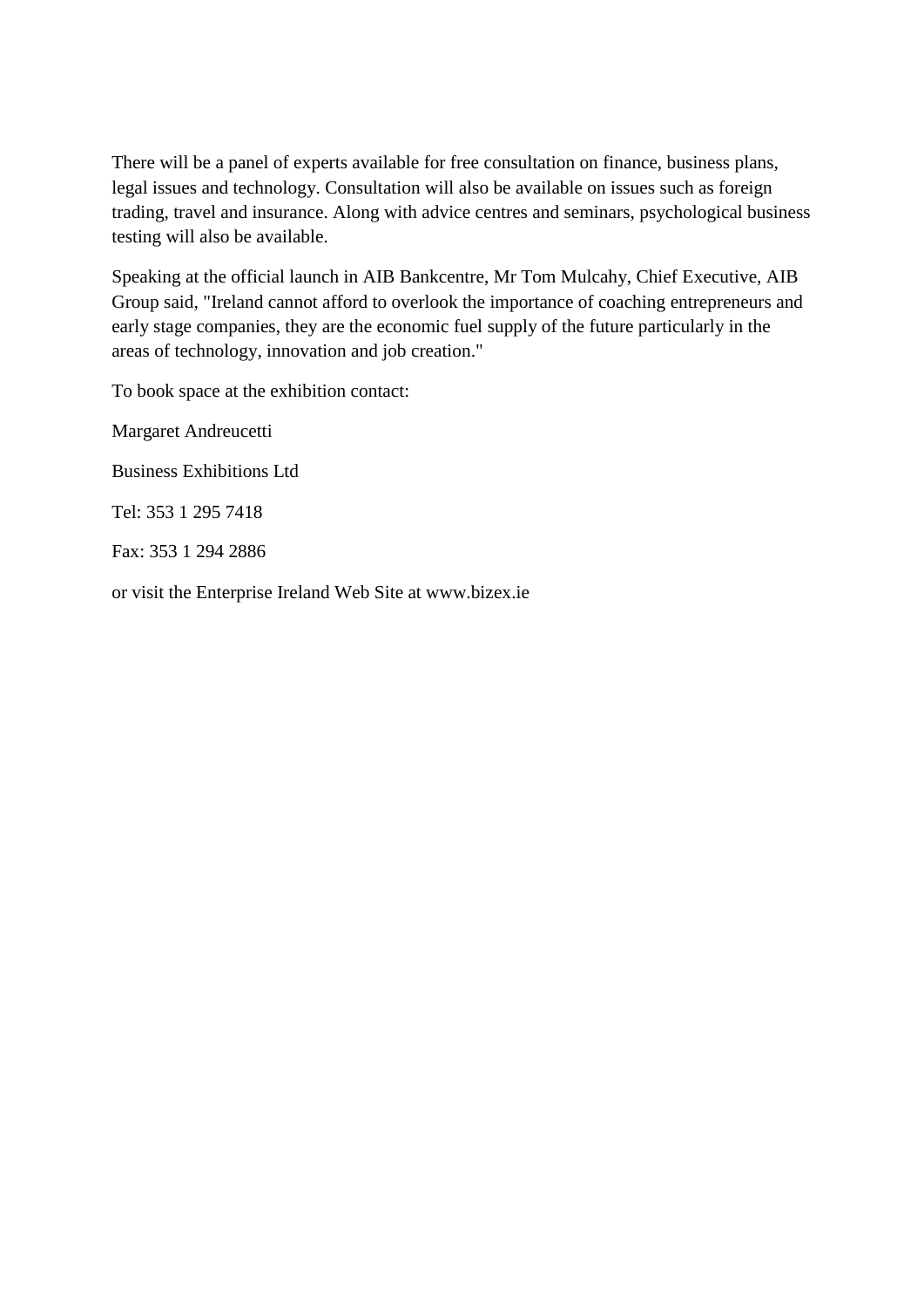There will be a panel of experts available for free consultation on finance, business plans, legal issues and technology. Consultation will also be available on issues such as foreign trading, travel and insurance. Along with advice centres and seminars, psychological business testing will also be available.

Speaking at the official launch in AIB Bankcentre, Mr Tom Mulcahy, Chief Executive, AIB Group said, "Ireland cannot afford to overlook the importance of coaching entrepreneurs and early stage companies, they are the economic fuel supply of the future particularly in the areas of technology, innovation and job creation."

To book space at the exhibition contact:

Margaret Andreucetti

Business Exhibitions Ltd

Tel: 353 1 295 7418

Fax: 353 1 294 2886

or visit the Enterprise Ireland Web Site at www.bizex.ie